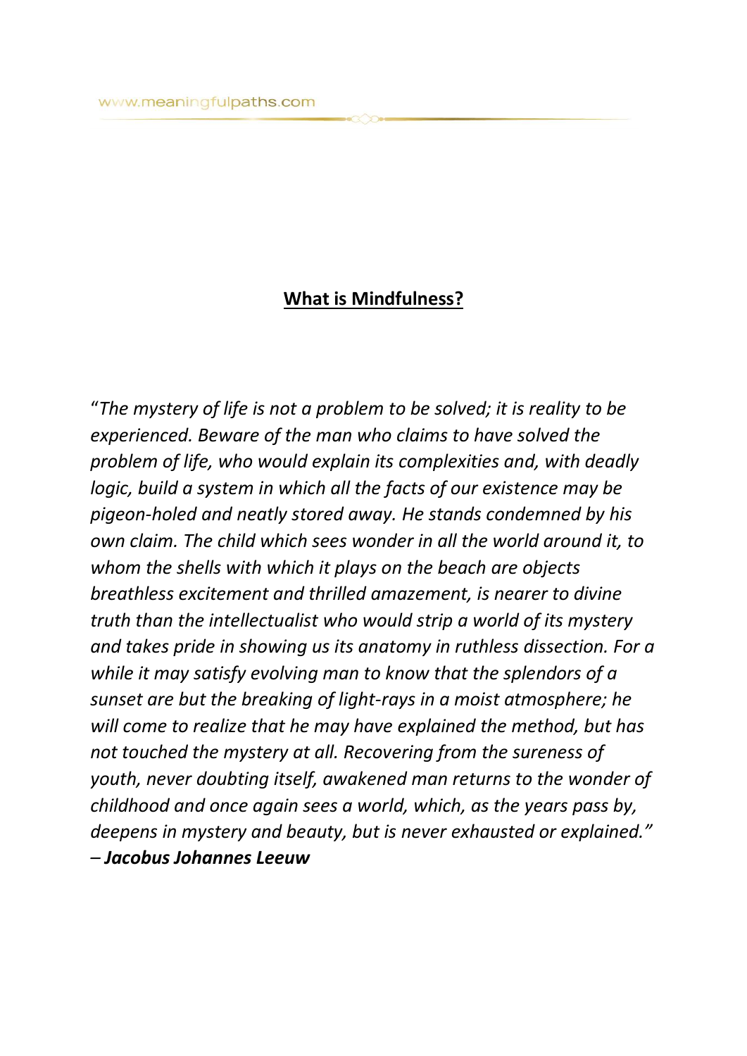## What is Mindfulness?

"*The mystery of life is not a problem to be solved; it is reality to be experienced. Beware of the man who claims to have solved the problem of life, who would explain its complexities and, with deadly logic, build a system in which all the facts of our existence may be pigeon-holed and neatly stored away. He stands condemned by his own claim. The child which sees wonder in all the world around it, to whom the shells with which it plays on the beach are objects breathless excitement and thrilled amazement, is nearer to divine truth than the intellectualist who would strip a world of its mystery and takes pride in showing us its anatomy in ruthless dissection. For a while it may satisfy evolving man to know that the splendors of a sunset are but the breaking of light-rays in a moist atmosphere; he will come to realize that he may have explained the method, but has not touched the mystery at all. Recovering from the sureness of youth, never doubting itself, awakened man returns to the wonder of childhood and once again sees a world, which, as the years pass by, deepens in mystery and beauty, but is never exhausted or explained.*"

– ***Jacobus Johannes Leeuw***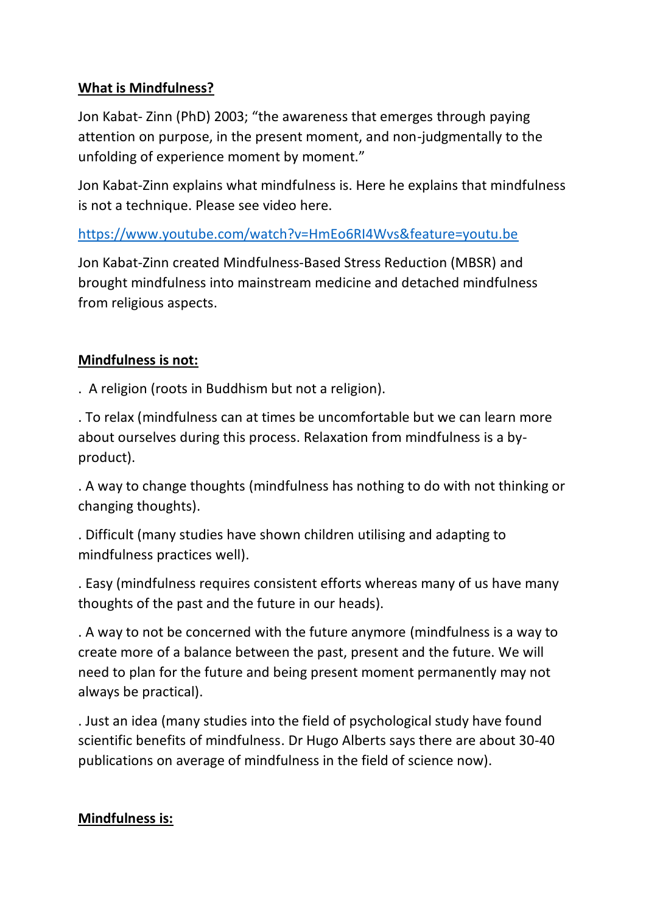**What is Mindfulness?**

Jon Kabat- Zinn (PhD) 2003; "the awareness that emerges through paying attention on purpose, in the present moment, and non-judgmentally to the unfolding of experience moment by moment."

Jon Kabat-Zinn explains what mindfulness is. Here he explains that mindfulness is not a technique. Please see video here.

[https://www.youtube.com/watch?v=HmEo6RI4Wvs&feature=youtu.be](https://www.youtube.com/watch?v=HmEo6RI4Wvs&feature=youtu.be)

Jon Kabat-Zinn created Mindfulness-Based Stress Reduction (MBSR) and brought mindfulness into mainstream medicine and detached mindfulness from religious aspects.

**Mindfulness is not:**

. A religion (roots in Buddhism but not a religion).

. To relax (mindfulness can at times be uncomfortable but we can learn more about ourselves during this process. Relaxation from mindfulness is a by-product).

. A way to change thoughts (mindfulness has nothing to do with not thinking or changing thoughts).

. Difficult (many studies have shown children utilising and adapting to mindfulness practices well).

. Easy (mindfulness requires consistent efforts whereas many of us have many thoughts of the past and the future in our heads).

. A way to not be concerned with the future anymore (mindfulness is a way to create more of a balance between the past, present and the future. We will need to plan for the future and being present moment permanently may not always be practical).

. Just an idea (many studies into the field of psychological study have found scientific benefits of mindfulness. Dr Hugo Alberts says there are about 30-40 publications on average of mindfulness in the field of science now).

**Mindfulness is:**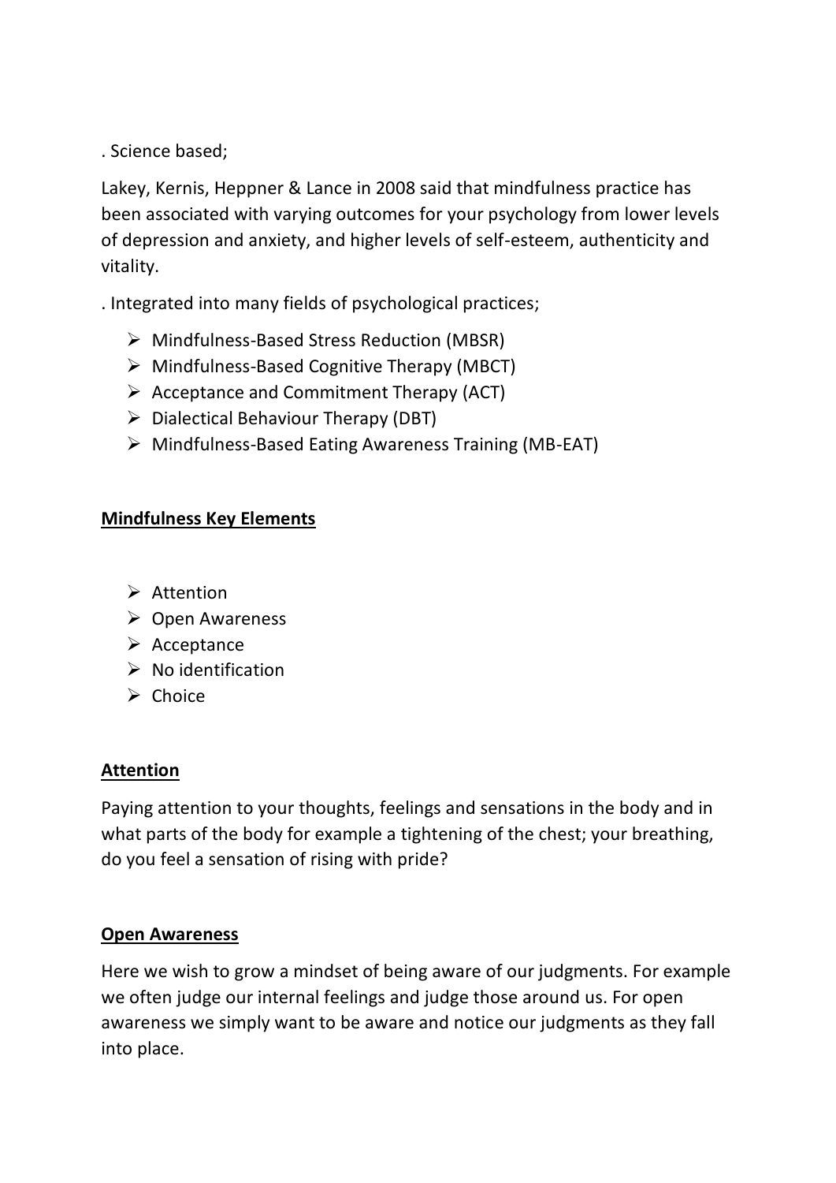. Science based;

Lakey, Kernis, Heppner & Lance in 2008 said that mindfulness practice has been associated with varying outcomes for your psychology from lower levels of depression and anxiety, and higher levels of self-esteem, authenticity and vitality.

. Integrated into many fields of psychological practices;

- Mindfulness-Based Stress Reduction (MBSR)
- Mindfulness-Based Cognitive Therapy (MBCT)
- Acceptance and Commitment Therapy (ACT)
- Dialectical Behaviour Therapy (DBT)
- Mindfulness-Based Eating Awareness Training (MB-EAT)

**<u>Mindfulness Key Elements</u>**

- Attention
- Open Awareness
- Acceptance
- No identification
- Choice

**<u>Attention</u>**

Paying attention to your thoughts, feelings and sensations in the body and in what parts of the body for example a tightening of the chest; your breathing, do you feel a sensation of rising with pride?

**<u>Open Awareness</u>**

Here we wish to grow a mindset of being aware of our judgments. For example we often judge our internal feelings and judge those around us. For open awareness we simply want to be aware and notice our judgments as they fall into place.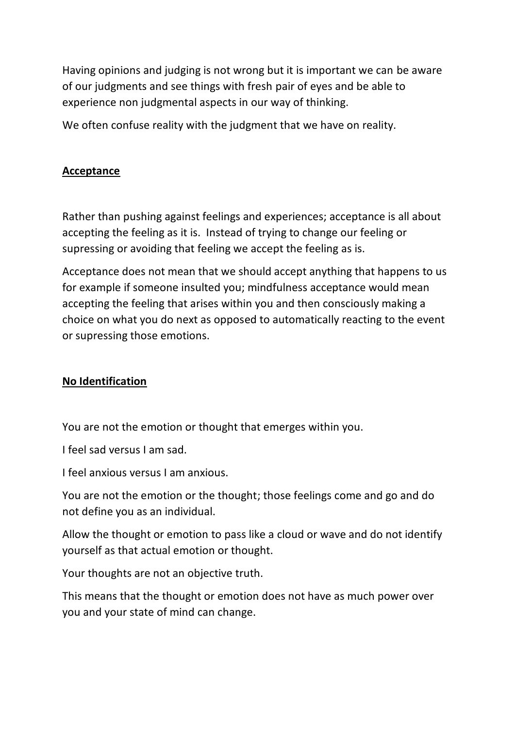Having opinions and judging is not wrong but it is important we can be aware of our judgments and see things with fresh pair of eyes and be able to experience non judgmental aspects in our way of thinking.

We often confuse reality with the judgment that we have on reality.

## **Acceptance**

Rather than pushing against feelings and experiences; acceptance is all about accepting the feeling as it is. Instead of trying to change our feeling or supressing or avoiding that feeling we accept the feeling as is.

Acceptance does not mean that we should accept anything that happens to us for example if someone insulted you; mindfulness acceptance would mean accepting the feeling that arises within you and then consciously making a choice on what you do next as opposed to automatically reacting to the event or supressing those emotions.

## **No Identification**

You are not the emotion or thought that emerges within you.

I feel sad versus I am sad.

I feel anxious versus I am anxious.

You are not the emotion or the thought; those feelings come and go and do not define you as an individual.

Allow the thought or emotion to pass like a cloud or wave and do not identify yourself as that actual emotion or thought.

Your thoughts are not an objective truth.

This means that the thought or emotion does not have as much power over you and your state of mind can change.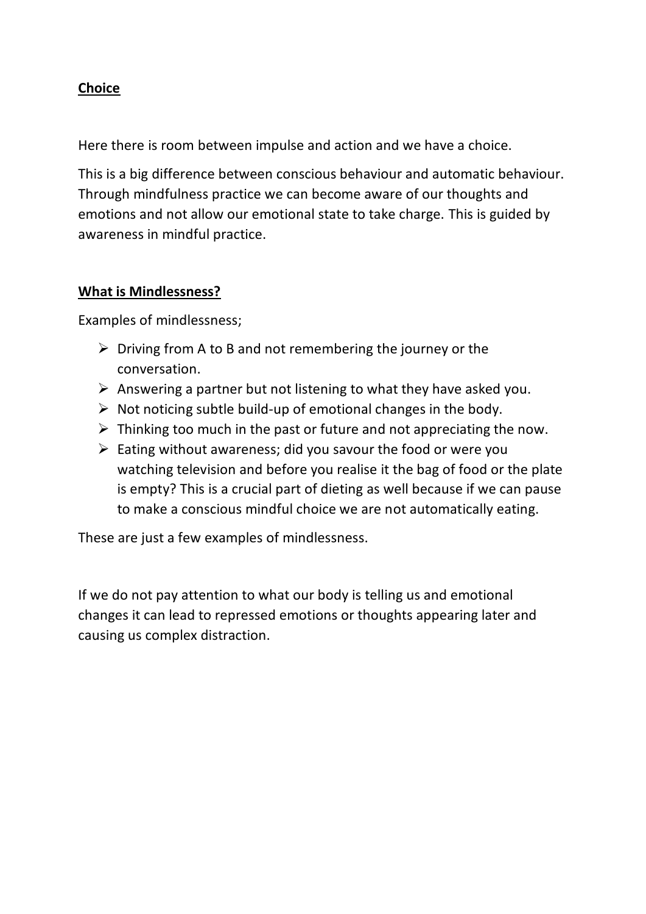## **Choice**

Here there is room between impulse and action and we have a choice.

This is a big difference between conscious behaviour and automatic behaviour. Through mindfulness practice we can become aware of our thoughts and emotions and not allow our emotional state to take charge. This is guided by awareness in mindful practice.

## **What is Mindlessness?**

Examples of mindlessness;

- Driving from A to B and not remembering the journey or the conversation.
- Answering a partner but not listening to what they have asked you.
- Not noticing subtle build-up of emotional changes in the body.
- Thinking too much in the past or future and not appreciating the now.
- Eating without awareness; did you savour the food or were you watching television and before you realise it the bag of food or the plate is empty? This is a crucial part of dieting as well because if we can pause to make a conscious mindful choice we are not automatically eating.

These are just a few examples of mindlessness.

If we do not pay attention to what our body is telling us and emotional changes it can lead to repressed emotions or thoughts appearing later and causing us complex distraction.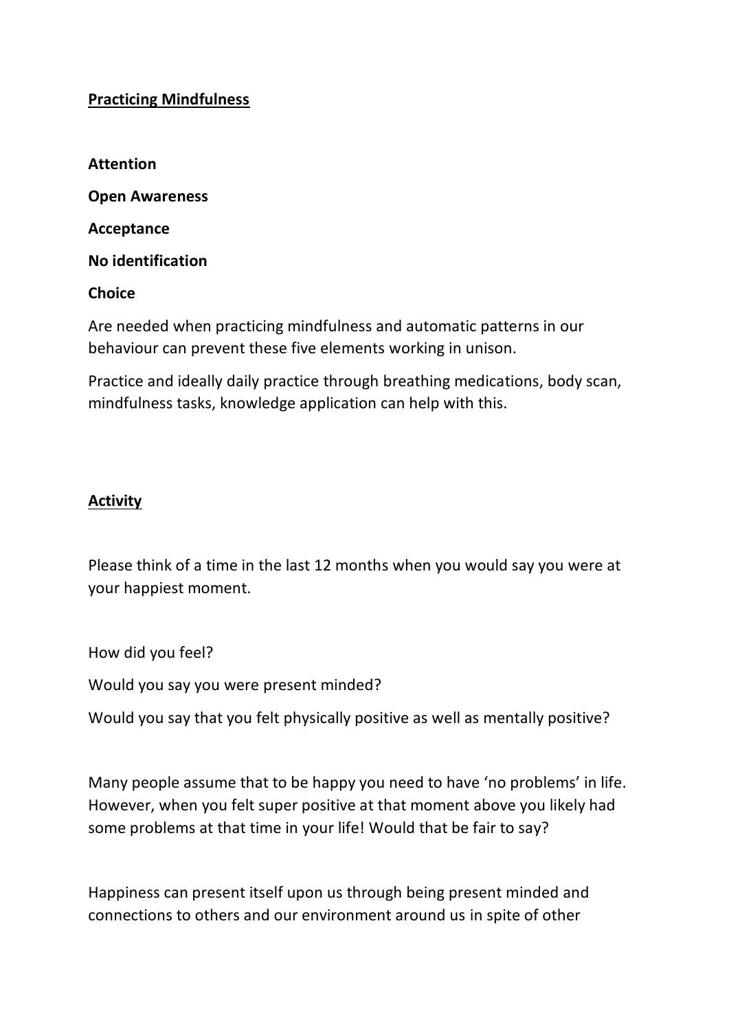## **Practicing Mindfulness**

**Attention**

**Open Awareness**

**Acceptance**

**No identification**

**Choice**

Are needed when practicing mindfulness and automatic patterns in our behaviour can prevent these five elements working in unison.

Practice and ideally daily practice through breathing medications, body scan, mindfulness tasks, knowledge application can help with this.

## **Activity**

Please think of a time in the last 12 months when you would say you were at your happiest moment.

How did you feel?

Would you say you were present minded?

Would you say that you felt physically positive as well as mentally positive?

Many people assume that to be happy you need to have 'no problems' in life. However, when you felt super positive at that moment above you likely had some problems at that time in your life! Would that be fair to say?

Happiness can present itself upon us through being present minded and connections to others and our environment around us in spite of other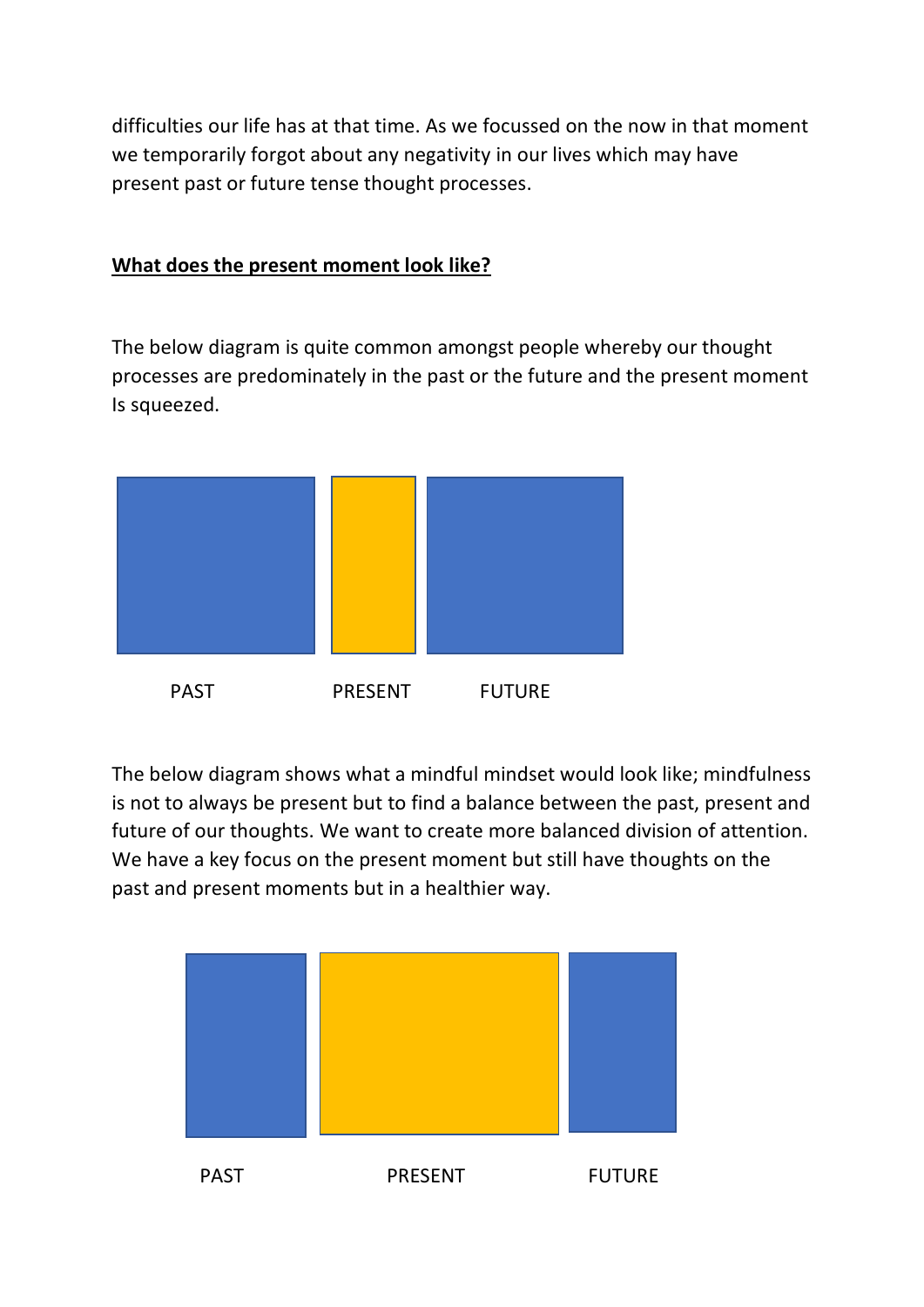difficulties our life has at that time. As we focussed on the now in that moment we temporarily forgot about any negativity in our lives which may have present past or future tense thought processes.

**What does the present moment look like?**

The below diagram is quite common amongst people whereby our thought processes are predominately in the past or the future and the present moment Is squeezed.

PAST PRESENT FUTURE

The below diagram shows what a mindful mindset would look like; mindfulness is not to always be present but to find a balance between the past, present and future of our thoughts. We want to create more balanced division of attention. We have a key focus on the present moment but still have thoughts on the past and present moments but in a healthier way.

PAST PRESENT FUTURE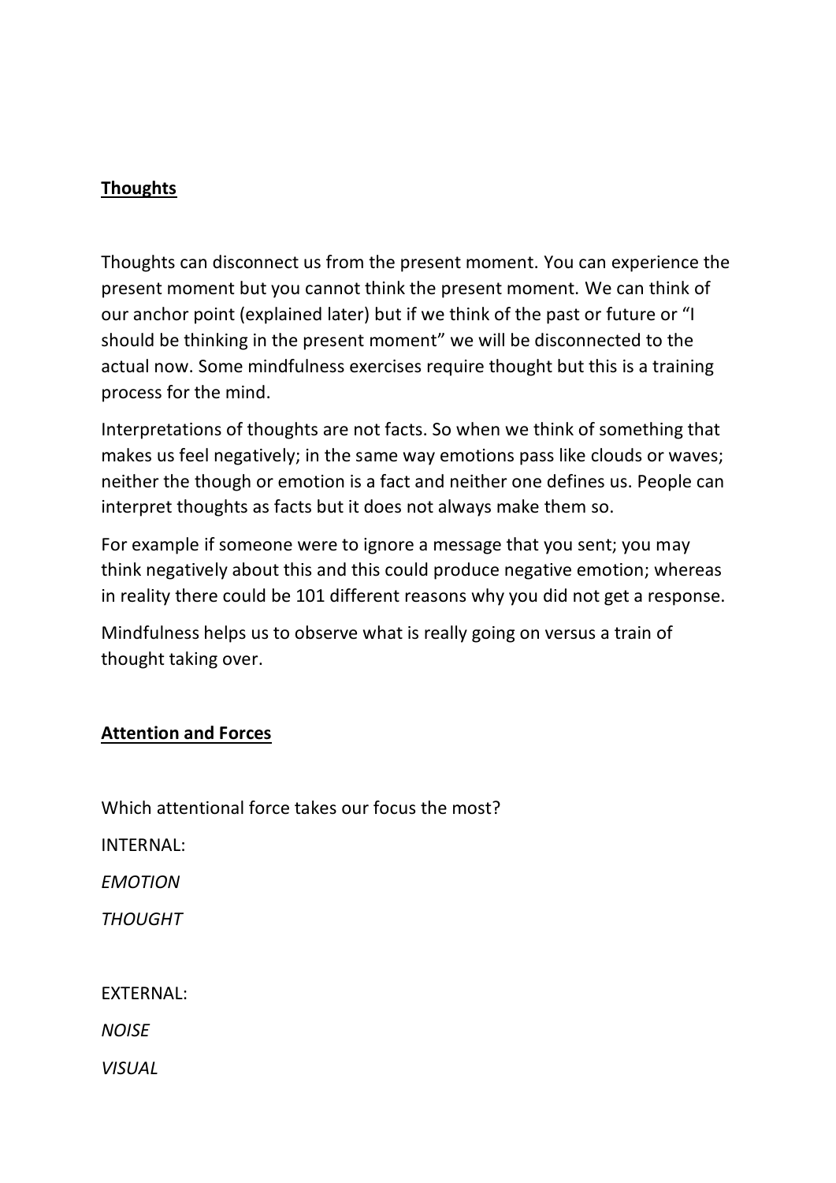**Thoughts**

Thoughts can disconnect us from the present moment. You can experience the present moment but you cannot think the present moment. We can think of our anchor point (explained later) but if we think of the past or future or "I should be thinking in the present moment" we will be disconnected to the actual now. Some mindfulness exercises require thought but this is a training process for the mind.

Interpretations of thoughts are not facts. So when we think of something that makes us feel negatively; in the same way emotions pass like clouds or waves; neither the though or emotion is a fact and neither one defines us. People can interpret thoughts as facts but it does not always make them so.

For example if someone were to ignore a message that you sent; you may think negatively about this and this could produce negative emotion; whereas in reality there could be 101 different reasons why you did not get a response.

Mindfulness helps us to observe what is really going on versus a train of thought taking over.

**Attention and Forces**

Which attentional force takes our focus the most?

INTERNAL:

*EMOTION*

*THOUGHT*

EXTERNAL:

*NOISE*

*VISUAL*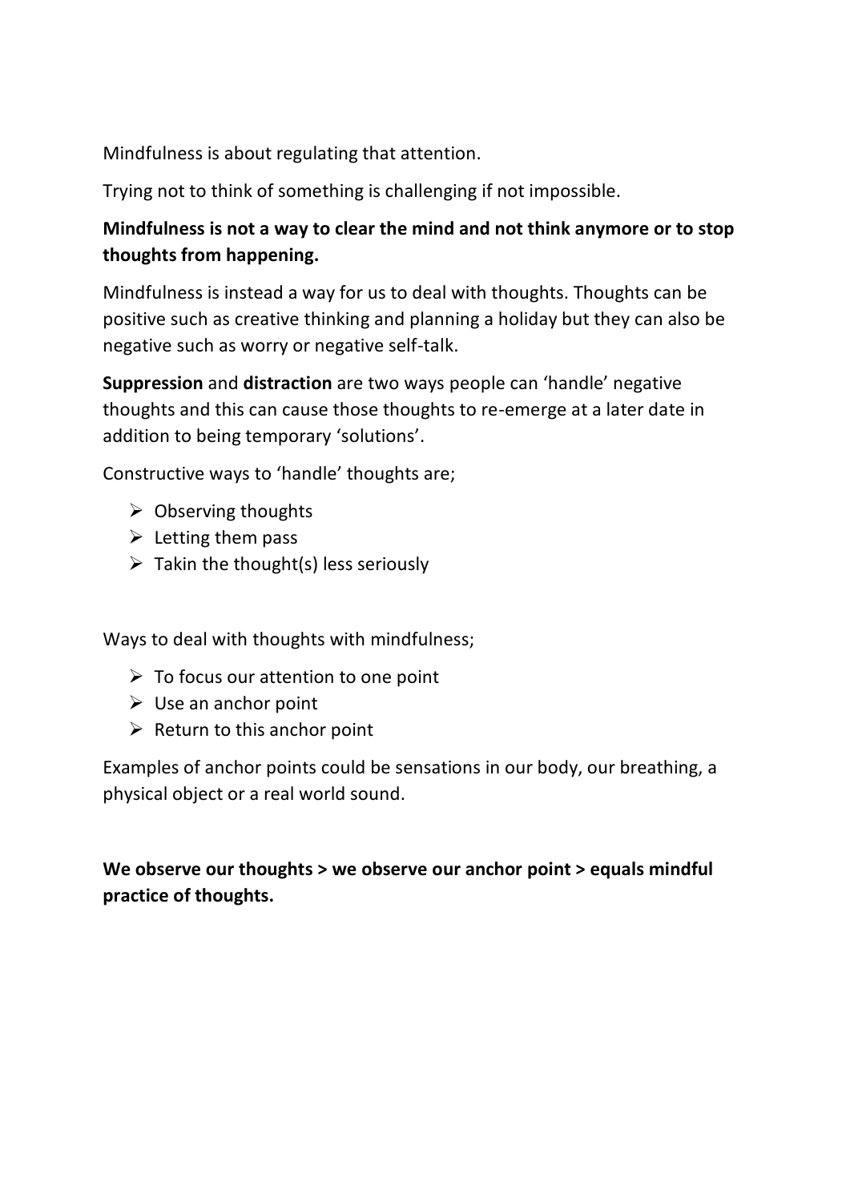Mindfulness is about regulating that attention.

Trying not to think of something is challenging if not impossible.

**Mindfulness is not a way to clear the mind and not think anymore or to stop thoughts from happening.**

Mindfulness is instead a way for us to deal with thoughts. Thoughts can be positive such as creative thinking and planning a holiday but they can also be negative such as worry or negative self-talk.

**Suppression** and **distraction** are two ways people can 'handle' negative thoughts and this can cause those thoughts to re-emerge at a later date in addition to being temporary 'solutions'.

Constructive ways to 'handle' thoughts are;

- Observing thoughts
- Letting them pass
- Takin the thought(s) less seriously

Ways to deal with thoughts with mindfulness;

- To focus our attention to one point
- Use an anchor point
- Return to this anchor point

Examples of anchor points could be sensations in our body, our breathing, a physical object or a real world sound.

**We observe our thoughts > we observe our anchor point > equals mindful practice of thoughts.**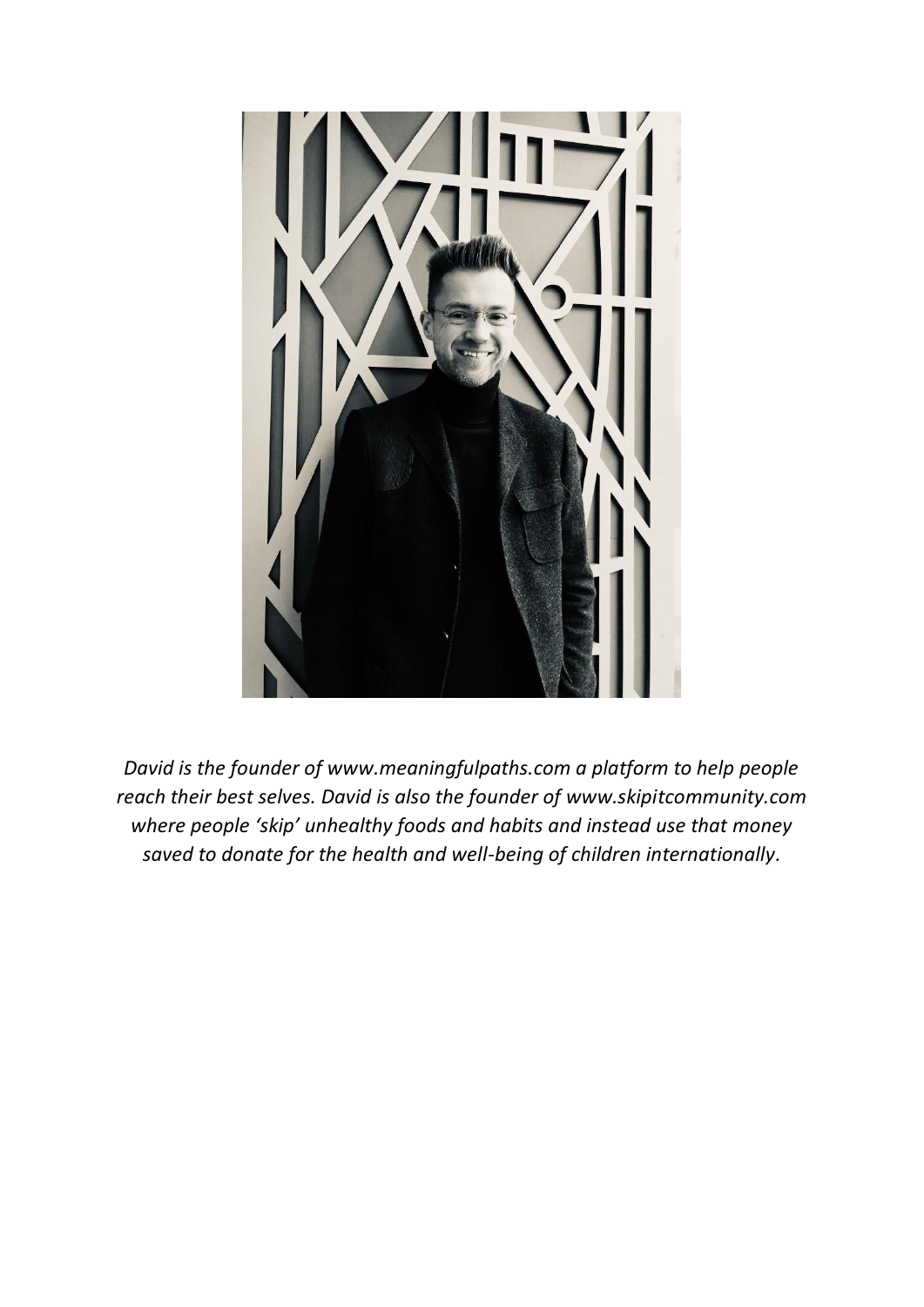*David is the founder of www.meaningfulpaths.com a platform to help people reach their best selves. David is also the founder of www.skipitcommunity.com where people 'skip' unhealthy foods and habits and instead use that money saved to donate for the health and well-being of children internationally.*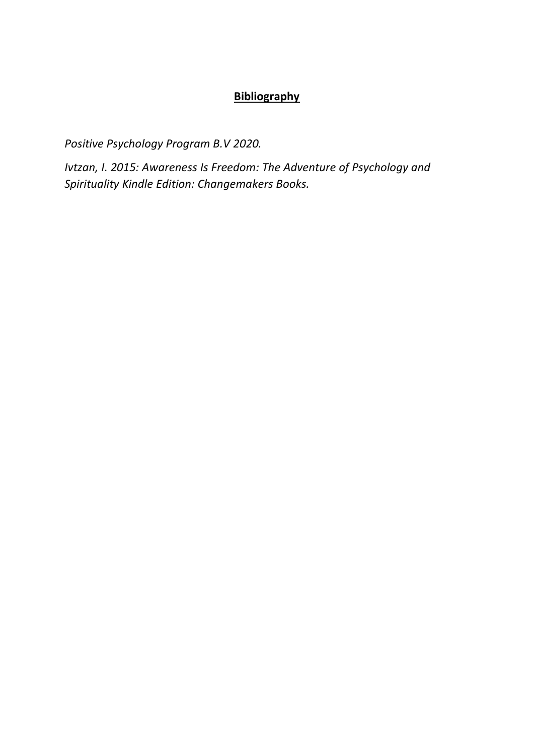## **Bibliography**

*Positive Psychology Program B.V 2020.*

*Ivtzan, I. 2015: Awareness Is Freedom: The Adventure of Psychology and Spirituality Kindle Edition: Changemakers Books.*